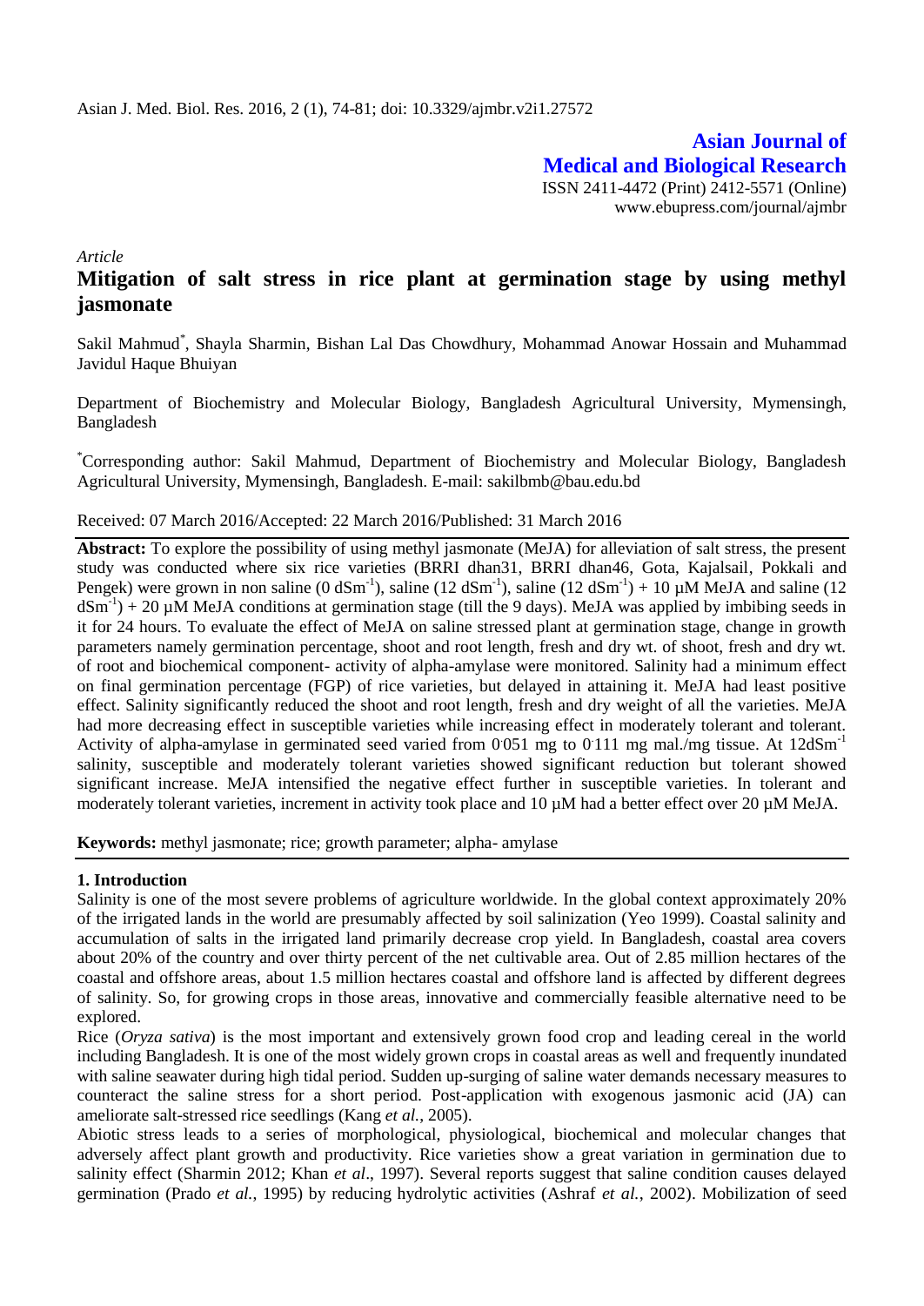*Article*

# Mitigation of salt stress in rice plant at germination stage by using methyl jasmonate

Sakil Mahmud*, Shayla Sharmin, Bishan Lal Das Chowdhury, Mohammad Anowar Hossain and Muhammad Javidul Haque Bhuiyan

Department of Biochemistry and Molecular Biology, Bangladesh Agricultural University, Mymensingh, Bangladesh

*Corresponding author: Sakil Mahmud, Department of Biochemistry and Molecular Biology, Bangladesh Agricultural University, Mymensingh, Bangladesh. E-mail: sakilbmb@bau.edu.bd

Received: 07 March 2016/Accepted: 22 March 2016/Published: 31 March 2016

**Abstract:** To explore the possibility of using methyl jasmonate (MeJA) for alleviation of salt stress, the present study was conducted where six rice varieties (BRRI dhan31, BRRI dhan46, Gota, Kajalsail, Pokkali and Pengek) were grown in non saline (0 $dSm^{-1}$), saline (12 $dSm^{-1}$), saline (12 $dSm^{-1}$) + 10 µM MeJA and saline (12 $dSm^{-1}$) + 20 µM MeJA conditions at germination stage (till the 9 days). MeJA was applied by imbibing seeds in it for 24 hours. To evaluate the effect of MeJA on saline stressed plant at germination stage, change in growth parameters namely germination percentage, shoot and root length, fresh and dry wt. of shoot, fresh and dry wt. of root and biochemical component- activity of alpha-amylase were monitored. Salinity had a minimum effect on final germination percentage (FGP) of rice varieties, but delayed in attaining it. MeJA had least positive effect. Salinity significantly reduced the shoot and root length, fresh and dry weight of all the varieties. MeJA had more decreasing effect in susceptible varieties while increasing effect in moderately tolerant and tolerant. Activity of alpha-amylase in germinated seed varied from 0.051 mg to 0.111 mg mal./mg tissue. At 12$dSm^{-1}$ salinity, susceptible and moderately tolerant varieties showed significant reduction but tolerant showed significant increase. MeJA intensified the negative effect further in susceptible varieties. In tolerant and moderately tolerant varieties, increment in activity took place and 10 µM had a better effect over 20 µM MeJA.

**Keywords:** methyl jasmonate; rice; growth parameter; alpha- amylase

## 1. Introduction

Salinity is one of the most severe problems of agriculture worldwide. In the global context approximately 20% of the irrigated lands in the world are presumably affected by soil salinization (Yeo 1999). Coastal salinity and accumulation of salts in the irrigated land primarily decrease crop yield. In Bangladesh, coastal area covers about 20% of the country and over thirty percent of the net cultivable area. Out of 2.85 million hectares of the coastal and offshore areas, about 1.5 million hectares coastal and offshore land is affected by different degrees of salinity. So, for growing crops in those areas, innovative and commercially feasible alternative need to be explored.

Rice (*Oryza sativa*) is the most important and extensively grown food crop and leading cereal in the world including Bangladesh. It is one of the most widely grown crops in coastal areas as well and frequently inundated with saline seawater during high tidal period. Sudden up-surging of saline water demands necessary measures to counteract the saline stress for a short period. Post-application with exogenous jasmonic acid (JA) can ameliorate salt-stressed rice seedlings (Kang *et al.*, 2005).

Abiotic stress leads to a series of morphological, physiological, biochemical and molecular changes that adversely affect plant growth and productivity. Rice varieties show a great variation in germination due to salinity effect (Sharmin 2012; Khan *et al*., 1997). Several reports suggest that saline condition causes delayed germination (Prado *et al.*, 1995) by reducing hydrolytic activities (Ashraf *et al.*, 2002). Mobilization of seed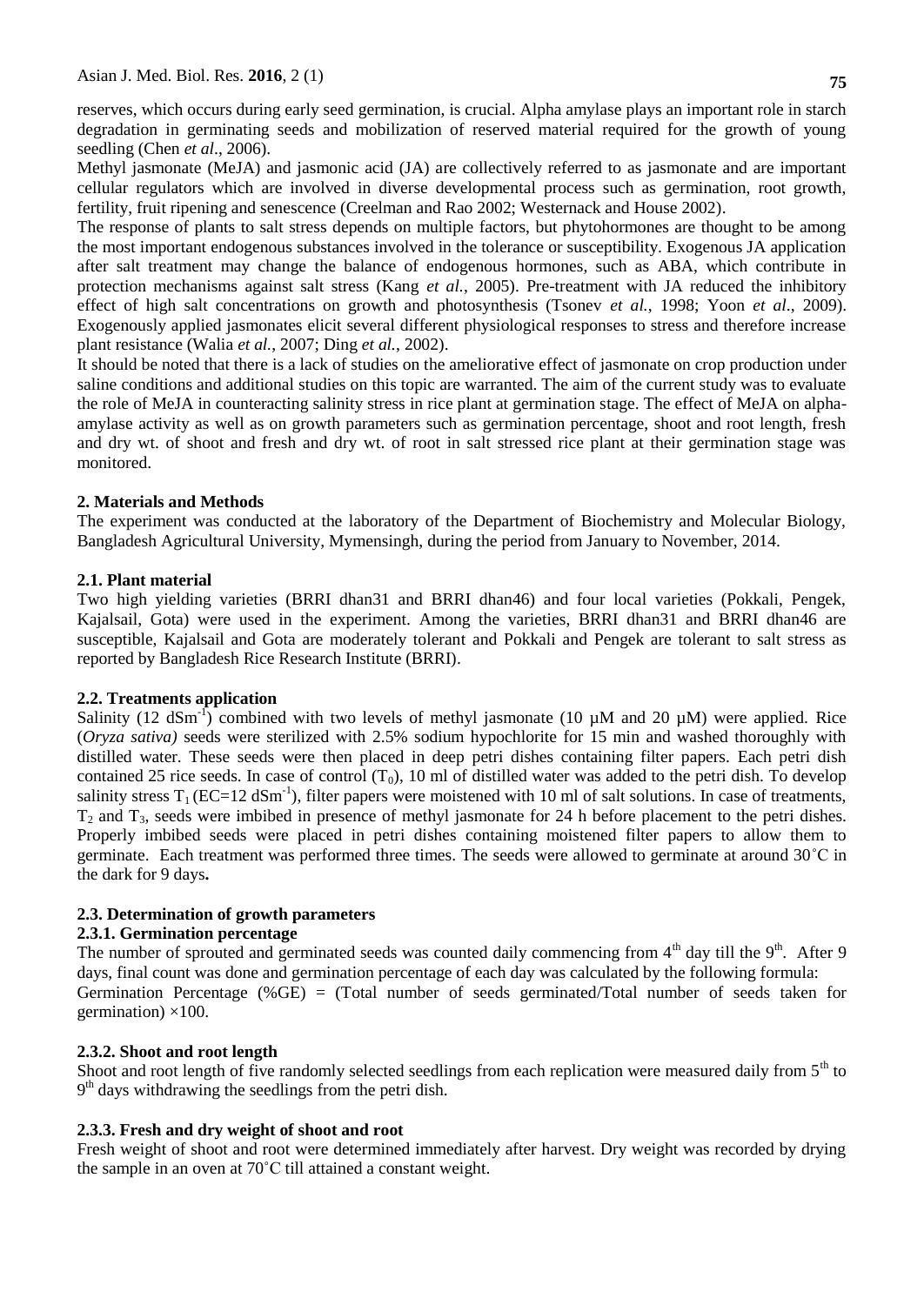reserves, which occurs during early seed germination, is crucial. Alpha amylase plays an important role in starch degradation in germinating seeds and mobilization of reserved material required for the growth of young seedling (Chen *et al*., 2006).

Methyl jasmonate (MeJA) and jasmonic acid (JA) are collectively referred to as jasmonate and are important cellular regulators which are involved in diverse developmental process such as germination, root growth, fertility, fruit ripening and senescence (Creelman and Rao 2002; Westernack and House 2002).

The response of plants to salt stress depends on multiple factors, but phytohormones are thought to be among the most important endogenous substances involved in the tolerance or susceptibility. Exogenous JA application after salt treatment may change the balance of endogenous hormones, such as ABA, which contribute in protection mechanisms against salt stress (Kang *et al.*, 2005). Pre-treatment with JA reduced the inhibitory effect of high salt concentrations on growth and photosynthesis (Tsonev *et al.*, 1998; Yoon *et al*., 2009). Exogenously applied jasmonates elicit several different physiological responses to stress and therefore increase plant resistance (Walia *et al.*, 2007; Ding *et al.*, 2002).

It should be noted that there is a lack of studies on the ameliorative effect of jasmonate on crop production under saline conditions and additional studies on this topic are warranted. The aim of the current study was to evaluate the role of MeJA in counteracting salinity stress in rice plant at germination stage. The effect of MeJA on alpha-amylase activity as well as on growth parameters such as germination percentage, shoot and root length, fresh and dry wt. of shoot and fresh and dry wt. of root in salt stressed rice plant at their germination stage was monitored.

## 2. Materials and Methods

The experiment was conducted at the laboratory of the Department of Biochemistry and Molecular Biology, Bangladesh Agricultural University, Mymensingh, during the period from January to November, 2014.

### 2.1. Plant material

Two high yielding varieties (BRRI dhan31 and BRRI dhan46) and four local varieties (Pokkali, Pengek, Kajalsail, Gota) were used in the experiment. Among the varieties, BRRI dhan31 and BRRI dhan46 are susceptible, Kajalsail and Gota are moderately tolerant and Pokkali and Pengek are tolerant to salt stress as reported by Bangladesh Rice Research Institute (BRRI).

### 2.2. Treatments application

Salinity (12 $dSm^{-1}$) combined with two levels of methyl jasmonate (10 µM and 20 µM) were applied. Rice (*Oryza sativa)* seeds were sterilized with 2.5% sodium hypochlorite for 15 min and washed thoroughly with distilled water. These seeds were then placed in deep petri dishes containing filter papers. Each petri dish contained 25 rice seeds. In case of control ($T_0$), 10 ml of distilled water was added to the petri dish. To develop salinity stress $T_1$ (EC=12 $dSm^{-1}$), filter papers were moistened with 10 ml of salt solutions. In case of treatments, $T_2$ and $T_3$, seeds were imbibed in presence of methyl jasmonate for 24 h before placement to the petri dishes. Properly imbibed seeds were placed in petri dishes containing moistened filter papers to allow them to germinate. Each treatment was performed three times. The seeds were allowed to germinate at around 30˚C in the dark for 9 days**.**

### 2.3. Determination of growth parameters

#### 2.3.1. Germination percentage

The number of sprouted and germinated seeds was counted daily commencing from $4^{th}$ day till the $9^{th}$. After 9 days, final count was done and germination percentage of each day was calculated by the following formula:

Germination Percentage (%GE) = (Total number of seeds germinated/Total number of seeds taken for germination) ×100.

#### 2.3.2. Shoot and root length

Shoot and root length of five randomly selected seedlings from each replication were measured daily from $5^{th}$ to $9^{th}$ days withdrawing the seedlings from the petri dish.

#### 2.3.3. Fresh and dry weight of shoot and root

Fresh weight of shoot and root were determined immediately after harvest. Dry weight was recorded by drying the sample in an oven at 70˚C till attained a constant weight.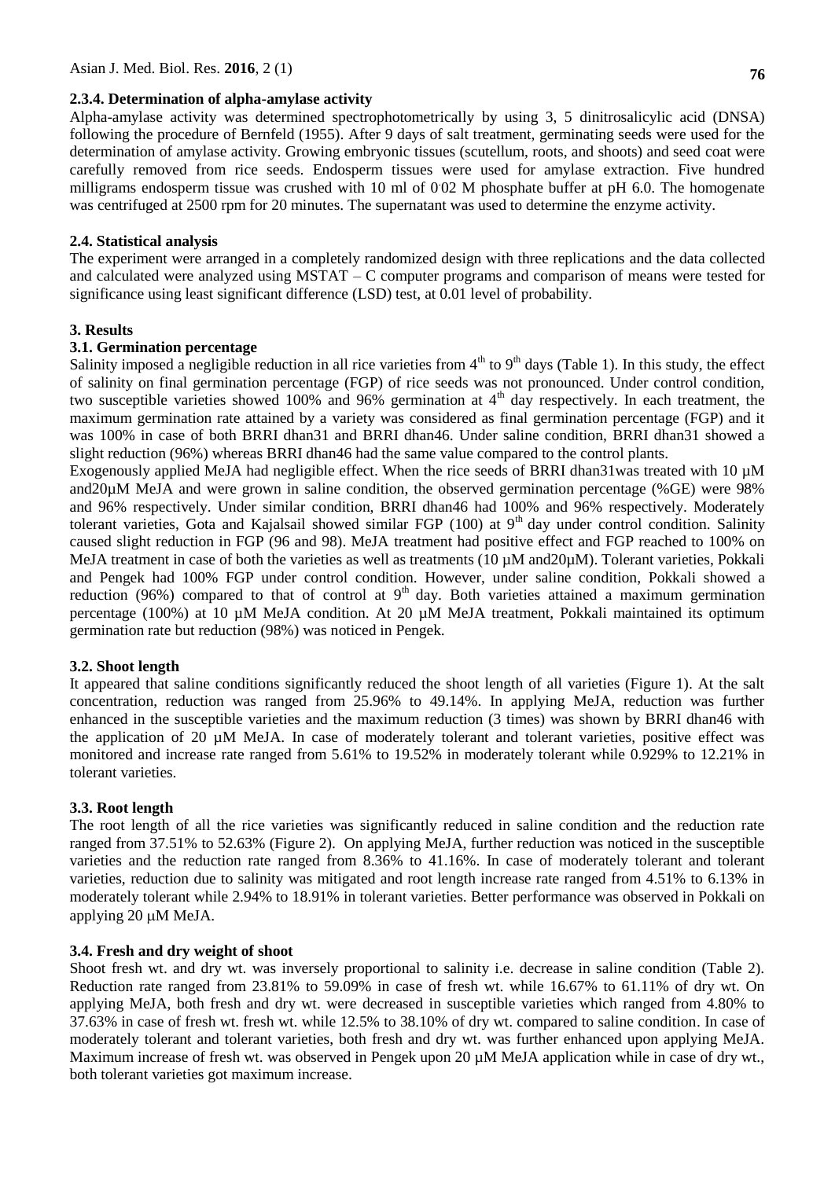### 2.3.4. Determination of alpha-amylase activity

Alpha-amylase activity was determined spectrophotometrically by using 3, 5 dinitrosalicylic acid (DNSA) following the procedure of Bernfeld (1955). After 9 days of salt treatment, germinating seeds were used for the determination of amylase activity. Growing embryonic tissues (scutellum, roots, and shoots) and seed coat were carefully removed from rice seeds. Endosperm tissues were used for amylase extraction. Five hundred milligrams endosperm tissue was crushed with 10 ml of 0.02 M phosphate buffer at pH 6.0. The homogenate was centrifuged at 2500 rpm for 20 minutes. The supernatant was used to determine the enzyme activity.

### 2.4. Statistical analysis

The experiment were arranged in a completely randomized design with three replications and the data collected and calculated were analyzed using MSTAT – C computer programs and comparison of means were tested for significance using least significant difference (LSD) test, at 0.01 level of probability.

## 3. Results

### 3.1. Germination percentage

Salinity imposed a negligible reduction in all rice varieties from 4th to 9th days (Table 1). In this study, the effect of salinity on final germination percentage (FGP) of rice seeds was not pronounced. Under control condition, two susceptible varieties showed 100% and 96% germination at 4th day respectively. In each treatment, the maximum germination rate attained by a variety was considered as final germination percentage (FGP) and it was 100% in case of both BRRI dhan31 and BRRI dhan46. Under saline condition, BRRI dhan31 showed a slight reduction (96%) whereas BRRI dhan46 had the same value compared to the control plants.

Exogenously applied MeJA had negligible effect. When the rice seeds of BRRI dhan31was treated with 10 µM and20µM MeJA and were grown in saline condition, the observed germination percentage (%GE) were 98% and 96% respectively. Under similar condition, BRRI dhan46 had 100% and 96% respectively. Moderately tolerant varieties, Gota and Kajalsail showed similar FGP (100) at 9th day under control condition. Salinity caused slight reduction in FGP (96 and 98). MeJA treatment had positive effect and FGP reached to 100% on MeJA treatment in case of both the varieties as well as treatments (10 µM and20µM). Tolerant varieties, Pokkali and Pengek had 100% FGP under control condition. However, under saline condition, Pokkali showed a reduction (96%) compared to that of control at 9th day. Both varieties attained a maximum germination percentage (100%) at 10 µM MeJA condition. At 20 µM MeJA treatment, Pokkali maintained its optimum germination rate but reduction (98%) was noticed in Pengek.

### 3.2. Shoot length

It appeared that saline conditions significantly reduced the shoot length of all varieties (Figure 1). At the salt concentration, reduction was ranged from 25.96% to 49.14%. In applying MeJA, reduction was further enhanced in the susceptible varieties and the maximum reduction (3 times) was shown by BRRI dhan46 with the application of 20 µM MeJA. In case of moderately tolerant and tolerant varieties, positive effect was monitored and increase rate ranged from 5.61% to 19.52% in moderately tolerant while 0.929% to 12.21% in tolerant varieties.

### 3.3. Root length

The root length of all the rice varieties was significantly reduced in saline condition and the reduction rate ranged from 37.51% to 52.63% (Figure 2). On applying MeJA, further reduction was noticed in the susceptible varieties and the reduction rate ranged from 8.36% to 41.16%. In case of moderately tolerant and tolerant varieties, reduction due to salinity was mitigated and root length increase rate ranged from 4.51% to 6.13% in moderately tolerant while 2.94% to 18.91% in tolerant varieties. Better performance was observed in Pokkali on applying 20 µM MeJA.

### 3.4. Fresh and dry weight of shoot

Shoot fresh wt. and dry wt. was inversely proportional to salinity i.e. decrease in saline condition (Table 2). Reduction rate ranged from 23.81% to 59.09% in case of fresh wt. while 16.67% to 61.11% of dry wt. On applying MeJA, both fresh and dry wt. were decreased in susceptible varieties which ranged from 4.80% to 37.63% in case of fresh wt. fresh wt. while 12.5% to 38.10% of dry wt. compared to saline condition. In case of moderately tolerant and tolerant varieties, both fresh and dry wt. was further enhanced upon applying MeJA. Maximum increase of fresh wt. was observed in Pengek upon 20 µM MeJA application while in case of dry wt., both tolerant varieties got maximum increase.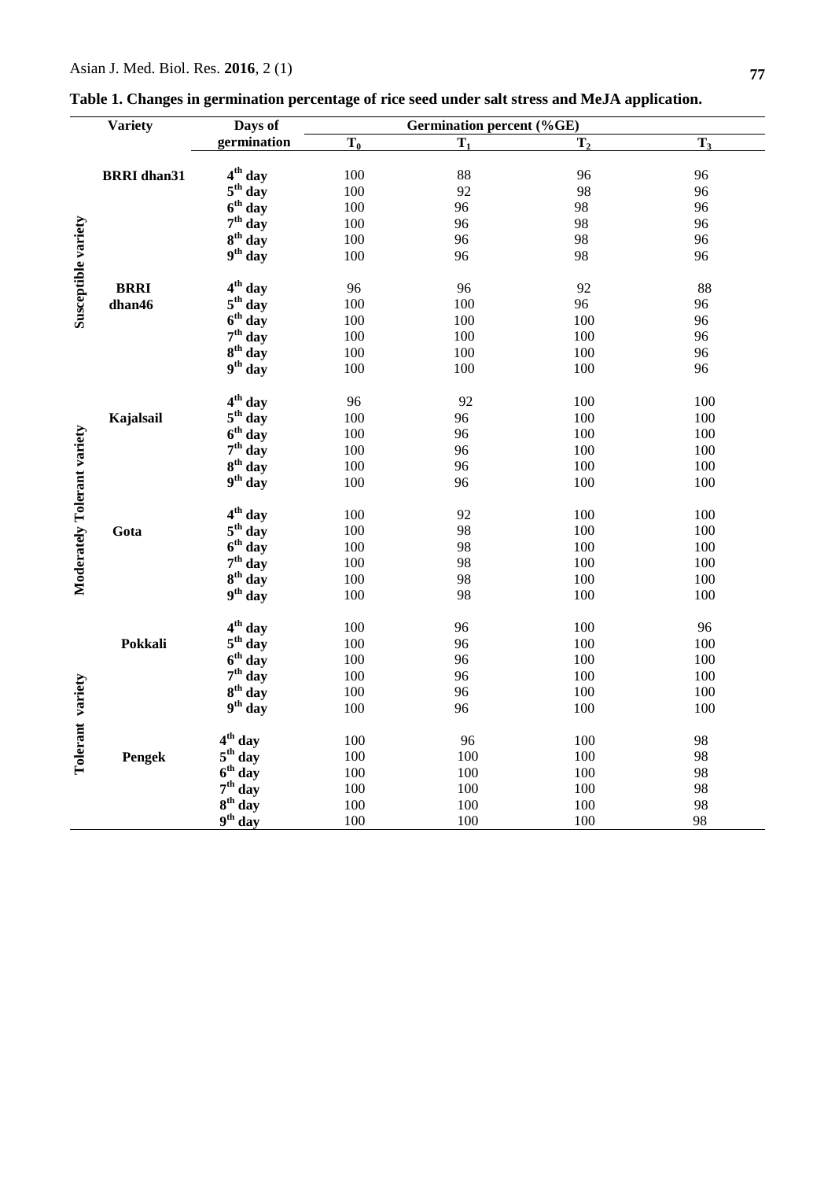**Table 1. Changes in germination percentage of rice seed under salt stress and MeJA application.**

| | Variety | Days of germination | Germination percent (%GE) | | | |
|---|---|---|---|---|---|---|
| | | | $T_0$ | $T_1$ | $T_2$ | $T_3$ |
| Susceptible variety | BRRI dhan31 | 4th day | 100 | 88 | 96 | 96 |
| | | 5th day | 100 | 92 | 98 | 96 |
| | | 6th day | 100 | 96 | 98 | 96 |
| | | 7th day | 100 | 96 | 98 | 96 |
| | | 8th day | 100 | 96 | 98 | 96 |
| | | 9th day | 100 | 96 | 98 | 96 |
| | BRRI dhan46 | 4th day | 96 | 96 | 92 | 88 |
| | | 5th day | 100 | 100 | 96 | 96 |
| | | 6th day | 100 | 100 | 100 | 96 |
| | | 7th day | 100 | 100 | 100 | 96 |
| | | 8th day | 100 | 100 | 100 | 96 |
| | | 9th day | 100 | 100 | 100 | 96 |
| Moderately Tolerant variety | Kajalsail | 4th day | 96 | 92 | 100 | 100 |
| | | 5th day | 100 | 96 | 100 | 100 |
| | | 6th day | 100 | 96 | 100 | 100 |
| | | 7th day | 100 | 96 | 100 | 100 |
| | | 8th day | 100 | 96 | 100 | 100 |
| | | 9th day | 100 | 96 | 100 | 100 |
| | Gota | 4th day | 100 | 92 | 100 | 100 |
| | | 5th day | 100 | 98 | 100 | 100 |
| | | 6th day | 100 | 98 | 100 | 100 |
| | | 7th day | 100 | 98 | 100 | 100 |
| | | 8th day | 100 | 98 | 100 | 100 |
| | | 9th day | 100 | 98 | 100 | 100 |
| Tolerant variety | Pokkali | 4th day | 100 | 96 | 100 | 96 |
| | | 5th day | 100 | 96 | 100 | 100 |
| | | 6th day | 100 | 96 | 100 | 100 |
| | | 7th day | 100 | 96 | 100 | 100 |
| | | 8th day | 100 | 96 | 100 | 100 |
| | | 9th day | 100 | 96 | 100 | 100 |
| | Pengek | 4th day | 100 | 96 | 100 | 98 |
| | | 5th day | 100 | 100 | 100 | 98 |
| | | 6th day | 100 | 100 | 100 | 98 |
| | | 7th day | 100 | 100 | 100 | 98 |
| | | 8th day | 100 | 100 | 100 | 98 |
| | | 9th day | 100 | 100 | 100 | 98 |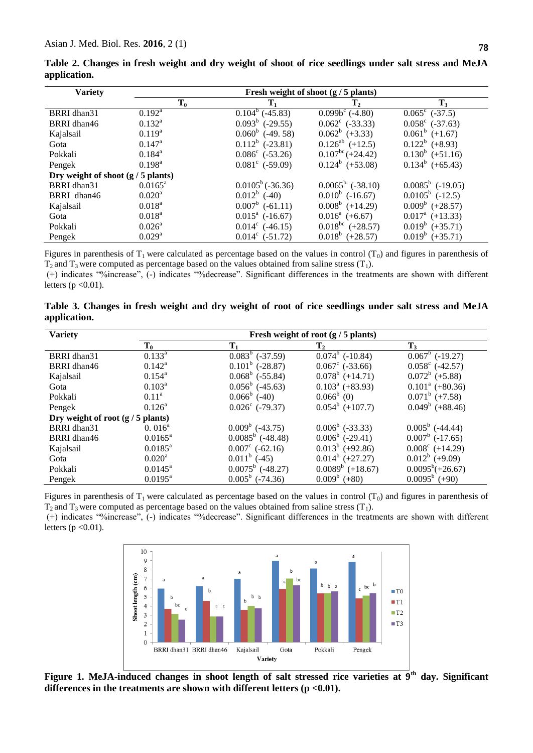**Table 2. Changes in fresh weight and dry weight of shoot of rice seedlings under salt stress and MeJA application.**

| Variety | Fresh weight of shoot (g / 5 plants) | | | |
|---|---|---|---|---|
| | $T_0$ | $T_1$ | $T_2$ | $T_3$ |
| BRRI dhan31 | $0.192^a$ | $0.104^b$ (-45.83) | $0.099b^c$ (-4.80) | $0.065^c$ (-37.5) |
| BRRI dhan46 | $0.132^a$ | $0.093^b$ (-29.55) | $0.062^c$ (-33.33) | $0.058^c$ (-37.63) |
| Kajalsail | $0.119^a$ | $0.060^b$ (-49. 58) | $0.062^b$ (+3.33) | $0.061^b$ (+1.67) |
| Gota | $0.147^a$ | $0.112^b$ (-23.81) | $0.126^{ab}$ (+12.5) | $0.122^b$ (+8.93) |
| Pokkali | $0.184^a$ | $0.086^c$ (-53.26) | $0.107^{bc}$ (+24.42) | $0.130^b$ (+51.16) |
| Pengek | $0.198^a$ | $0.081^c$ (-59.09) | $0.124^b$ (+53.08) | $0.134^b$ (+65.43) |
| **Dry weight of shoot (g / 5 plants)** | | | | |
| BRRI dhan31 | $0.0165^a$ | $0.0105^b$ (-36.36) | $0.0065^b$ (-38.10) | $0.0085^b$ (-19.05) |
| BRRI dhan46 | $0.020^a$ | $0.012^b$ (-40) | $0.010^b$ (-16.67) | $0.0105^b$ (-12.5) |
| Kajalsail | $0.018^a$ | $0.007^b$ (-61.11) | $0.008^b$ (+14.29) | $0.009^b$ (+28.57) |
| Gota | $0.018^a$ | $0.015^a$ (-16.67) | $0.016^a$ (+6.67) | $0.017^a$ (+13.33) |
| Pokkali | $0.026^a$ | $0.014^c$ (-46.15) | $0.018^{bc}$ (+28.57) | $0.019^b$ (+35.71) |
| Pengek | $0.029^a$ | $0.014^c$ (-51.72) | $0.018^b$ (+28.57) | $0.019^b$ (+35.71) |

Figures in parenthesis of $T_1$ were calculated as percentage based on the values in control ($T_0$) and figures in parenthesis of $T_2$ and $T_3$ were computed as percentage based on the values obtained from saline stress ($T_1$).
(+) indicates "%increase", (-) indicates "%decrease". Significant differences in the treatments are shown with different letters ($p < 0.01$).

**Table 3. Changes in fresh weight and dry weight of root of rice seedlings under salt stress and MeJA application.**

| Variety | Fresh weight of root (g / 5 plants) | | | |
|---|---|---|---|---|
| | $T_0$ | $T_1$ | $T_2$ | $T_3$ |
| BRRI dhan31 | $0.133^a$ | $0.083^b$ (-37.59) | $0.074^b$ (-10.84) | $0.067^b$ (-19.27) |
| BRRI dhan46 | $0.142^a$ | $0.101^b$ (-28.87) | $0.067^c$ (-33.66) | $0.058^c$ (-42.57) |
| Kajalsail | $0.154^a$ | $0.068^b$ (-55.84) | $0.078^b$ (+14.71) | $0.072^b$ (+5.88) |
| Gota | $0.103^a$ | $0.056^b$ (-45.63) | $0.103^a$ (+83.93) | $0.101^a$ (+80.36) |
| Pokkali | $0.11^a$ | $0.066^b$ (-40) | $0.066^b$ (0) | $0.071^b$ (+7.58) |
| Pengek | $0.126^a$ | $0.026^c$ (-79.37) | $0.054^b$ (+107.7) | $0.049^b$ (+88.46) |
| **Dry weight of root (g / 5 plants)** | | | | |
| BRRI dhan31 | $0.016^a$ | $0.009^b$ (-43.75) | $0.006^b$ (-33.33) | $0.005^b$ (-44.44) |
| BRRI dhan46 | $0.0165^a$ | $0.0085^b$ (-48.48) | $0.006^b$ (-29.41) | $0.007^b$ (-17.65) |
| Kajalsail | $0.0185^a$ | $0.007^c$ (-62.16) | $0.013^b$ (+92.86) | $0.008^c$ (+14.29) |
| Gota | $0.020^a$ | $0.011^b$ (-45) | $0.014^b$ (+27.27) | $0.012^b$ (+9.09) |
| Pokkali | $0.0145^a$ | $0.0075^b$ (-48.27) | $0.0089^b$ (+18.67) | $0.0095^b$ (+26.67) |
| Pengek | $0.0195^a$ | $0.005^b$ (-74.36) | $0.009^b$ (+80) | $0.0095^b$ (+90) |

Figures in parenthesis of $T_1$ were calculated as percentage based on the values in control ($T_0$) and figures in parenthesis of $T_2$ and $T_3$ were computed as percentage based on the values obtained from saline stress ($T_1$).
(+) indicates "%increase", (-) indicates "%decrease". Significant differences in the treatments are shown with different letters ($p < 0.01$).

**Figure 1. MeJA-induced changes in shoot length of salt stressed rice varieties at 9th day. Significant differences in the treatments are shown with different letters ($p < 0.01$).**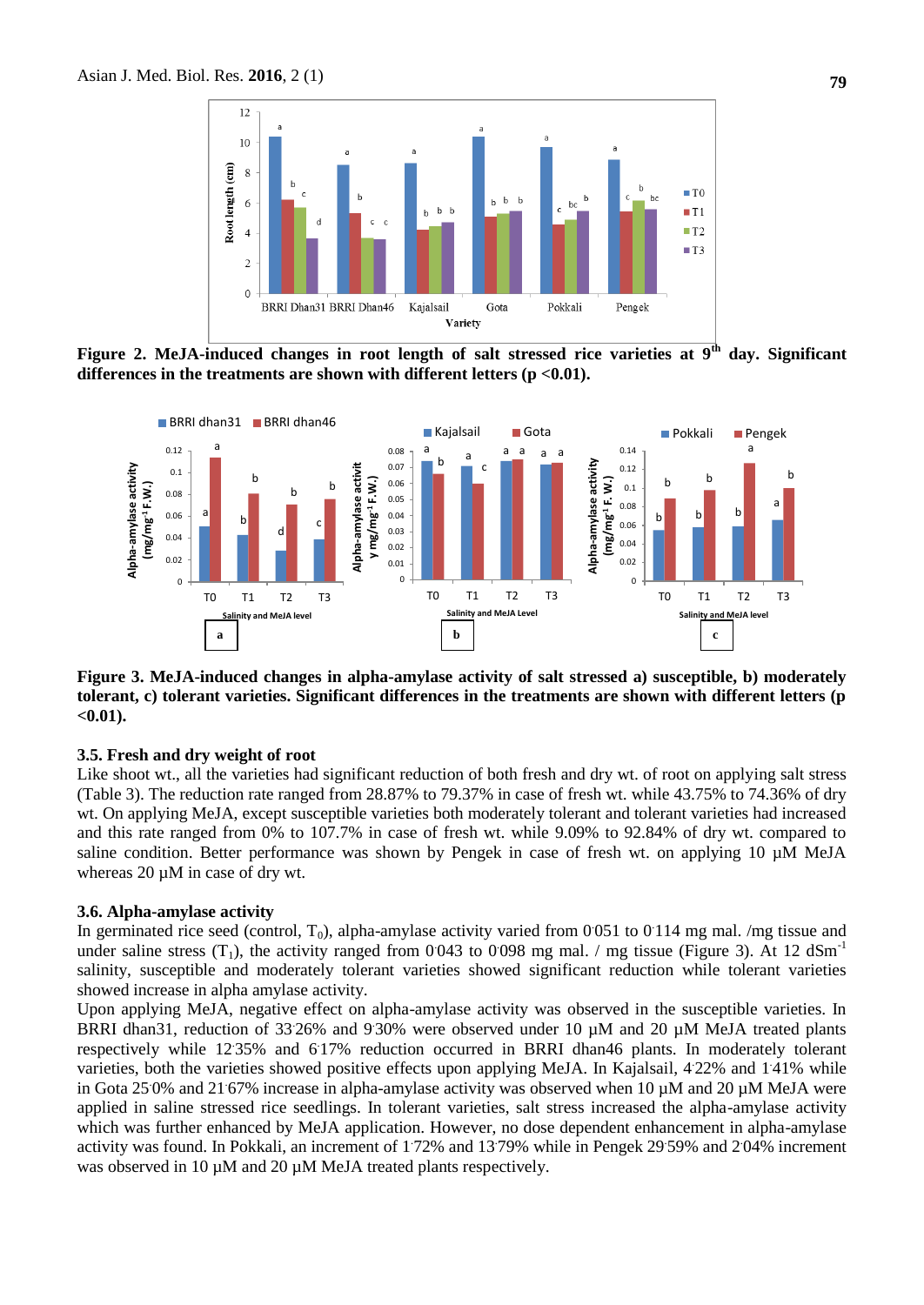Figure 2. MeJA-induced changes in root length of salt stressed rice varieties at 9th day. Significant differences in the treatments are shown with different letters (p <0.01).

Figure 3. MeJA-induced changes in alpha-amylase activity of salt stressed a) susceptible, b) moderately tolerant, c) tolerant varieties. Significant differences in the treatments are shown with different letters (p <0.01).

### 3.5. Fresh and dry weight of root

Like shoot wt., all the varieties had significant reduction of both fresh and dry wt. of root on applying salt stress (Table 3). The reduction rate ranged from 28.87% to 79.37% in case of fresh wt. while 43.75% to 74.36% of dry wt. On applying MeJA, except susceptible varieties both moderately tolerant and tolerant varieties had increased and this rate ranged from 0% to 107.7% in case of fresh wt. while 9.09% to 92.84% of dry wt. compared to saline condition. Better performance was shown by Pengek in case of fresh wt. on applying 10 µM MeJA whereas 20 µM in case of dry wt.

### 3.6. Alpha-amylase activity

In germinated rice seed (control, $T_0$), alpha-amylase activity varied from 0.051 to 0.114 mg mal. /mg tissue and under saline stress ($T_1$), the activity ranged from 0.043 to 0.098 mg mal. / mg tissue (Figure 3). At 12 $dSm^{-1}$ salinity, susceptible and moderately tolerant varieties showed significant reduction while tolerant varieties showed increase in alpha amylase activity.

Upon applying MeJA, negative effect on alpha-amylase activity was observed in the susceptible varieties. In BRRI dhan31, reduction of 33.26% and 9.30% were observed under 10 µM and 20 µM MeJA treated plants respectively while 12.35% and 6.17% reduction occurred in BRRI dhan46 plants. In moderately tolerant varieties, both the varieties showed positive effects upon applying MeJA. In Kajalsail, 4.22% and 1.41% while in Gota 25.0% and 21.67% increase in alpha-amylase activity was observed when 10 µM and 20 µM MeJA were applied in saline stressed rice seedlings. In tolerant varieties, salt stress increased the alpha-amylase activity which was further enhanced by MeJA application. However, no dose dependent enhancement in alpha-amylase activity was found. In Pokkali, an increment of 1.72% and 13.79% while in Pengek 29.59% and 2.04% increment was observed in 10 µM and 20 µM MeJA treated plants respectively.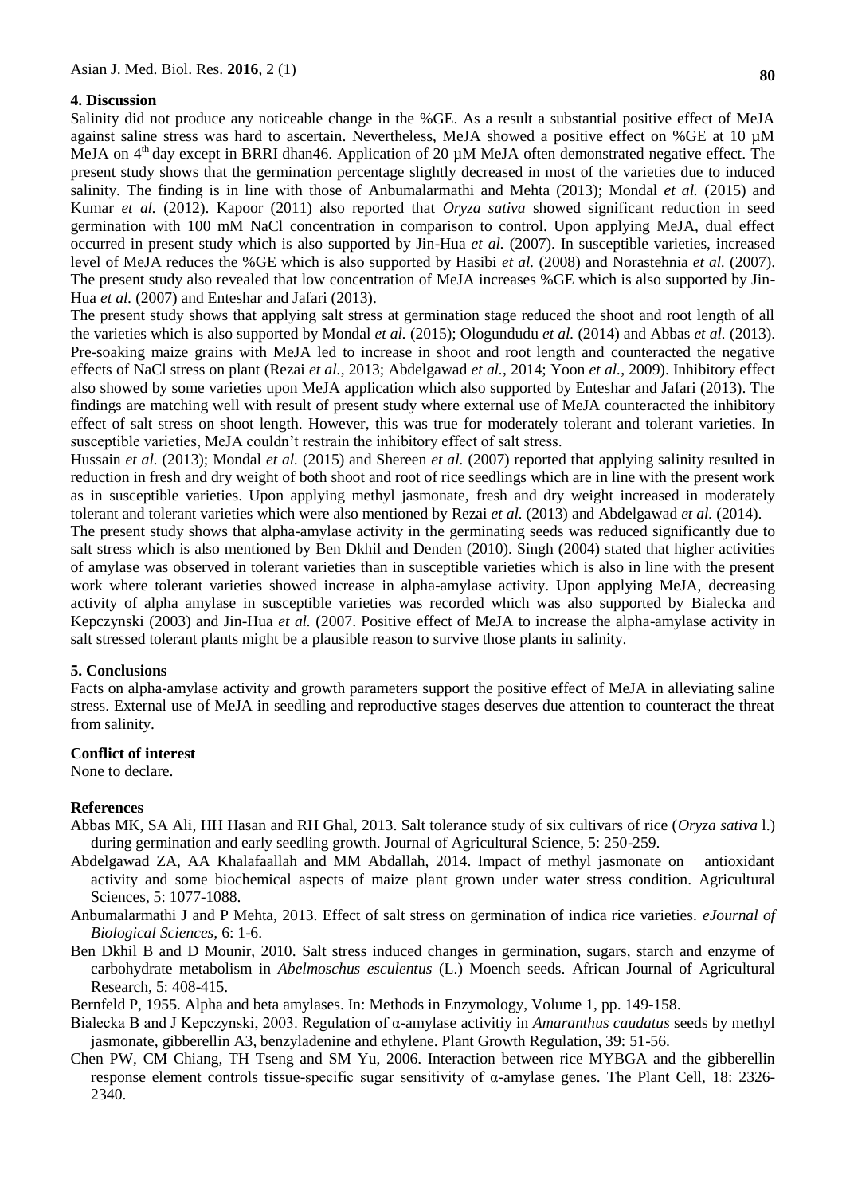## 4. Discussion

Salinity did not produce any noticeable change in the %GE. As a result a substantial positive effect of MeJA against saline stress was hard to ascertain. Nevertheless, MeJA showed a positive effect on %GE at 10 µM MeJA on 4th day except in BRRI dhan46. Application of 20 µM MeJA often demonstrated negative effect. The present study shows that the germination percentage slightly decreased in most of the varieties due to induced salinity. The finding is in line with those of Anbumalarmathi and Mehta (2013); Mondal *et al.* (2015) and Kumar *et al.* (2012). Kapoor (2011) also reported that *Oryza sativa* showed significant reduction in seed germination with 100 mM NaCl concentration in comparison to control. Upon applying MeJA, dual effect occurred in present study which is also supported by Jin-Hua *et al.* (2007). In susceptible varieties, increased level of MeJA reduces the %GE which is also supported by Hasibi *et al.* (2008) and Norastehnia *et al.* (2007). The present study also revealed that low concentration of MeJA increases %GE which is also supported by Jin-Hua *et al.* (2007) and Enteshar and Jafari (2013).

The present study shows that applying salt stress at germination stage reduced the shoot and root length of all the varieties which is also supported by Mondal *et al.* (2015); Ologundudu *et al.* (2014) and Abbas *et al.* (2013). Pre-soaking maize grains with MeJA led to increase in shoot and root length and counteracted the negative effects of NaCl stress on plant (Rezai *et al.*, 2013; Abdelgawad *et al.*, 2014; Yoon *et al.*, 2009). Inhibitory effect also showed by some varieties upon MeJA application which also supported by Enteshar and Jafari (2013). The findings are matching well with result of present study where external use of MeJA counteracted the inhibitory effect of salt stress on shoot length. However, this was true for moderately tolerant and tolerant varieties. In susceptible varieties, MeJA couldn't restrain the inhibitory effect of salt stress.

Hussain *et al.* (2013); Mondal *et al.* (2015) and Shereen *et al.* (2007) reported that applying salinity resulted in reduction in fresh and dry weight of both shoot and root of rice seedlings which are in line with the present work as in susceptible varieties. Upon applying methyl jasmonate, fresh and dry weight increased in moderately tolerant and tolerant varieties which were also mentioned by Rezai *et al.* (2013) and Abdelgawad *et al.* (2014).

The present study shows that alpha-amylase activity in the germinating seeds was reduced significantly due to salt stress which is also mentioned by Ben Dkhil and Denden (2010). Singh (2004) stated that higher activities of amylase was observed in tolerant varieties than in susceptible varieties which is also in line with the present work where tolerant varieties showed increase in alpha-amylase activity. Upon applying MeJA, decreasing activity of alpha amylase in susceptible varieties was recorded which was also supported by Bialecka and Kepczynski (2003) and Jin-Hua *et al.* (2007. Positive effect of MeJA to increase the alpha-amylase activity in salt stressed tolerant plants might be a plausible reason to survive those plants in salinity.

## 5. Conclusions

Facts on alpha-amylase activity and growth parameters support the positive effect of MeJA in alleviating saline stress. External use of MeJA in seedling and reproductive stages deserves due attention to counteract the threat from salinity.

### Conflict of interest

None to declare.

## References

Abbas MK, SA Ali, HH Hasan and RH Ghal, 2013. Salt tolerance study of six cultivars of rice (*Oryza sativa* l.) during germination and early seedling growth. Journal of Agricultural Science, 5: 250-259.

Abdelgawad ZA, AA Khalafaallah and MM Abdallah, 2014. Impact of methyl jasmonate on antioxidant activity and some biochemical aspects of maize plant grown under water stress condition. Agricultural Sciences, 5: 1077-1088.

Anbumalarmathi J and P Mehta, 2013. Effect of salt stress on germination of indica rice varieties. *eJournal of Biological Sciences*, 6: 1-6.

Ben Dkhil B and D Mounir, 2010. Salt stress induced changes in germination, sugars, starch and enzyme of carbohydrate metabolism in *Abelmoschus esculentus* (L.) Moench seeds. African Journal of Agricultural Research, 5: 408-415.

Bernfeld P, 1955. Alpha and beta amylases. In: Methods in Enzymology, Volume 1, pp. 149-158.

Bialecka B and J Kepczynski, 2003. Regulation of α-amylase activitiy in *Amaranthus caudatus* seeds by methyl jasmonate, gibberellin A3, benzyladenine and ethylene. Plant Growth Regulation, 39: 51-56.

Chen PW, CM Chiang, TH Tseng and SM Yu, 2006. Interaction between rice MYBGA and the gibberellin response element controls tissue-specific sugar sensitivity of α-amylase genes. The Plant Cell, 18: 2326-2340.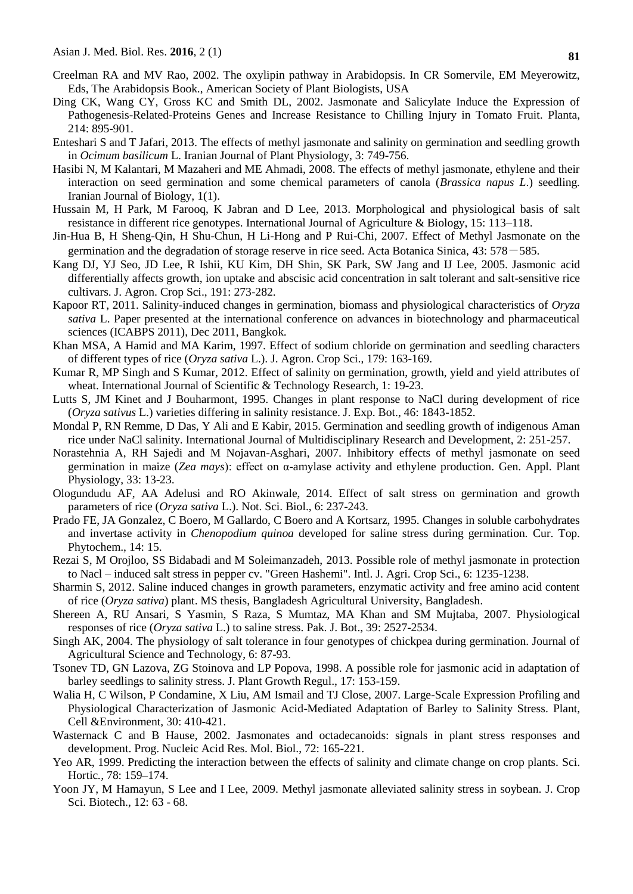Creelman RA and MV Rao, 2002. The oxylipin pathway in Arabidopsis. In CR Somervile, EM Meyerowitz, Eds, The Arabidopsis Book., American Society of Plant Biologists, USA

Ding CK, Wang CY, Gross KC and Smith DL, 2002. Jasmonate and Salicylate Induce the Expression of Pathogenesis-Related-Proteins Genes and Increase Resistance to Chilling Injury in Tomato Fruit. Planta, 214: 895-901.

Enteshari S and T Jafari, 2013. The effects of methyl jasmonate and salinity on germination and seedling growth in *Ocimum basilicum* L. Iranian Journal of Plant Physiology, 3: 749-756.

Hasibi N, M Kalantari, M Mazaheri and ME Ahmadi, 2008. The effects of methyl jasmonate, ethylene and their interaction on seed germination and some chemical parameters of canola (*Brassica napus L*.) seedling. Iranian Journal of Biology, 1(1).

Hussain M, H Park, M Farooq, K Jabran and D Lee, 2013. Morphological and physiological basis of salt resistance in different rice genotypes. International Journal of Agriculture & Biology, 15: 113–118.

Jin-Hua B, H Sheng-Qin, H Shu-Chun, H Li-Hong and P Rui-Chi, 2007. Effect of Methyl Jasmonate on the germination and the degradation of storage reserve in rice seed. Acta Botanica Sinica, 43: 578－585.

Kang DJ, YJ Seo, JD Lee, R Ishii, KU Kim, DH Shin, SK Park, SW Jang and IJ Lee, 2005. Jasmonic acid differentially affects growth, ion uptake and abscisic acid concentration in salt tolerant and salt-sensitive rice cultivars. J. Agron. Crop Sci., 191: 273-282.

Kapoor RT, 2011. Salinity-induced changes in germination, biomass and physiological characteristics of *Oryza sativa* L. Paper presented at the international conference on advances in biotechnology and pharmaceutical sciences (ICABPS 2011), Dec 2011, Bangkok.

Khan MSA, A Hamid and MA Karim, 1997. Effect of sodium chloride on germination and seedling characters of different types of rice (*Oryza sativa* L.). J. Agron. Crop Sci., 179: 163-169.

Kumar R, MP Singh and S Kumar, 2012. Effect of salinity on germination, growth, yield and yield attributes of wheat. International Journal of Scientific & Technology Research, 1: 19-23.

Lutts S, JM Kinet and J Bouharmont, 1995. Changes in plant response to NaCl during development of rice (*Oryza sativus* L.) varieties differing in salinity resistance. J. Exp. Bot., 46: 1843-1852.

Mondal P, RN Remme, D Das, Y Ali and E Kabir, 2015. Germination and seedling growth of indigenous Aman rice under NaCl salinity. International Journal of Multidisciplinary Research and Development, 2: 251-257.

Norastehnia A, RH Sajedi and M Nojavan-Asghari, 2007. Inhibitory effects of methyl jasmonate on seed germination in maize (*Zea mays*): effect on α-amylase activity and ethylene production. Gen. Appl. Plant Physiology, 33: 13-23.

Ologundudu AF, AA Adelusi and RO Akinwale, 2014. Effect of salt stress on germination and growth parameters of rice (*Oryza sativa* L.). Not. Sci. Biol., 6: 237-243.

Prado FE, JA Gonzalez, C Boero, M Gallardo, C Boero and A Kortsarz, 1995. Changes in soluble carbohydrates and invertase activity in *Chenopodium quinoa* developed for saline stress during germination. Cur. Top. Phytochem., 14: 15.

Rezai S, M Orojloo, SS Bidabadi and M Soleimanzadeh, 2013. Possible role of methyl jasmonate in protection to Nacl – induced salt stress in pepper cv. "Green Hashemi". Intl. J. Agri. Crop Sci., 6: 1235-1238.

Sharmin S, 2012. Saline induced changes in growth parameters, enzymatic activity and free amino acid content of rice (*Oryza sativa*) plant. MS thesis, Bangladesh Agricultural University, Bangladesh.

Shereen A, RU Ansari, S Yasmin, S Raza, S Mumtaz, MA Khan and SM Mujtaba, 2007. Physiological responses of rice (*Oryza sativa* L.) to saline stress. Pak. J. Bot., 39: 2527-2534.

Singh AK, 2004. The physiology of salt tolerance in four genotypes of chickpea during germination. Journal of Agricultural Science and Technology, 6: 87-93.

Tsonev TD, GN Lazova, ZG Stoinova and LP Popova, 1998. A possible role for jasmonic acid in adaptation of barley seedlings to salinity stress. J. Plant Growth Regul., 17: 153-159.

Walia H, C Wilson, P Condamine, X Liu, AM Ismail and TJ Close, 2007. Large-Scale Expression Profiling and Physiological Characterization of Jasmonic Acid-Mediated Adaptation of Barley to Salinity Stress. Plant, Cell &Environment, 30: 410-421.

Wasternack C and B Hause, 2002. Jasmonates and octadecanoids: signals in plant stress responses and development. Prog. Nucleic Acid Res. Mol. Biol., 72: 165-221.

Yeo AR, 1999. Predicting the interaction between the effects of salinity and climate change on crop plants. Sci. Hortic., 78: 159–174.

Yoon JY, M Hamayun, S Lee and I Lee, 2009. Methyl jasmonate alleviated salinity stress in soybean. J. Crop Sci. Biotech., 12: 63 - 68.